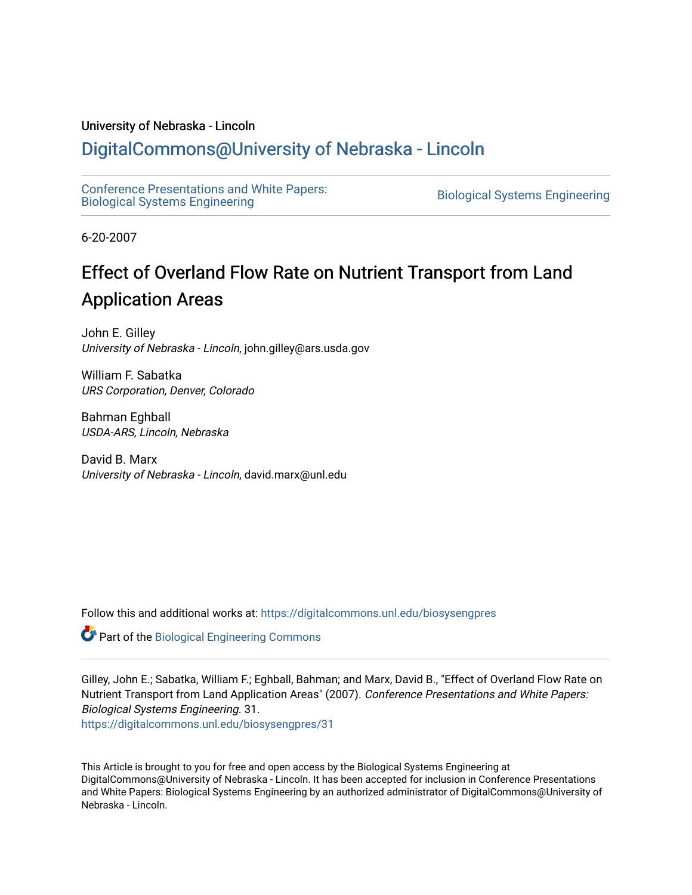University of Nebraska - Lincoln

## DigitalCommons@University of Nebraska - Lincoln

Conference Presentations and White Papers: Biological Systems Engineering

Biological Systems Engineering

6-20-2007

# Effect of Overland Flow Rate on Nutrient Transport from Land Application Areas

John E. Gilley
*University of Nebraska - Lincoln*, john.gilley@ars.usda.gov

William F. Sabatka
*URS Corporation, Denver, Colorado*

Bahman Eghball
*USDA-ARS, Lincoln, Nebraska*

David B. Marx
*University of Nebraska - Lincoln*, david.marx@unl.edu

Follow this and additional works at: https://digitalcommons.unl.edu/biosysengpres

Part of the Biological Engineering Commons

Gilley, John E.; Sabatka, William F.; Eghball, Bahman; and Marx, David B., "Effect of Overland Flow Rate on Nutrient Transport from Land Application Areas" (2007). *Conference Presentations and White Papers: Biological Systems Engineering*. 31.
https://digitalcommons.unl.edu/biosysengpres/31

This Article is brought to you for free and open access by the Biological Systems Engineering at DigitalCommons@University of Nebraska - Lincoln. It has been accepted for inclusion in Conference Presentations and White Papers: Biological Systems Engineering by an authorized administrator of DigitalCommons@University of Nebraska - Lincoln.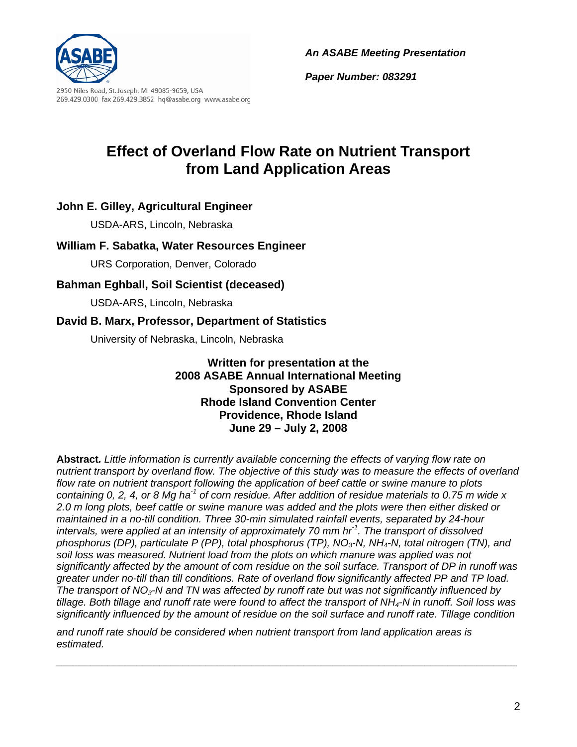An ASABE Meeting Presentation

Paper Number: 083291

2950 Niles Road, St. Joseph, MI 49085-9659, USA
269.429.0300 fax 269.429.3852 hq@asabe.org www.asabe.org

# Effect of Overland Flow Rate on Nutrient Transport from Land Application Areas

**John E. Gilley, Agricultural Engineer**

USDA-ARS, Lincoln, Nebraska

**William F. Sabatka, Water Resources Engineer**

URS Corporation, Denver, Colorado

**Bahman Eghball, Soil Scientist (deceased)**

USDA-ARS, Lincoln, Nebraska

**David B. Marx, Professor, Department of Statistics**

University of Nebraska, Lincoln, Nebraska

**Written for presentation at the**
**2008 ASABE Annual International Meeting**
**Sponsored by ASABE**
**Rhode Island Convention Center**
**Providence, Rhode Island**
**June 29 – July 2, 2008**

**Abstract.** *Little information is currently available concerning the effects of varying flow rate on nutrient transport by overland flow. The objective of this study was to measure the effects of overland flow rate on nutrient transport following the application of beef cattle or swine manure to plots containing 0, 2, 4, or 8 Mg ha$^{-1}$ of corn residue. After addition of residue materials to 0.75 m wide x 2.0 m long plots, beef cattle or swine manure was added and the plots were then either disked or maintained in a no-till condition. Three 30-min simulated rainfall events, separated by 24-hour intervals, were applied at an intensity of approximately 70 mm hr$^{-1}$. The transport of dissolved phosphorus (DP), particulate P (PP), total phosphorus (TP), $NO_3$-N, $NH_4$-N, total nitrogen (TN), and soil loss was measured. Nutrient load from the plots on which manure was applied was not significantly affected by the amount of corn residue on the soil surface. Transport of DP in runoff was greater under no-till than till conditions. Rate of overland flow significantly affected PP and TP load. The transport of $NO_3$-N and TN was affected by runoff rate but was not significantly influenced by tillage. Both tillage and runoff rate were found to affect the transport of $NH_4$-N in runoff. Soil loss was significantly influenced by the amount of residue on the soil surface and runoff rate. Tillage condition and runoff rate should be considered when nutrient transport from land application areas is estimated.*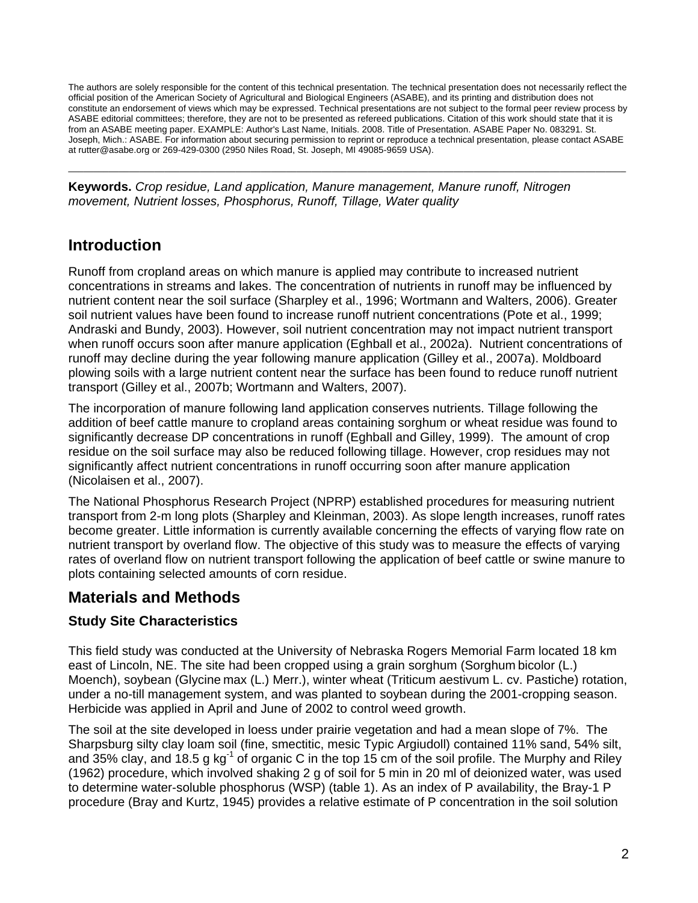The authors are solely responsible for the content of this technical presentation. The technical presentation does not necessarily reflect the official position of the American Society of Agricultural and Biological Engineers (ASABE), and its printing and distribution does not constitute an endorsement of views which may be expressed. Technical presentations are not subject to the formal peer review process by ASABE editorial committees; therefore, they are not to be presented as refereed publications. Citation of this work should state that it is from an ASABE meeting paper. EXAMPLE: Author's Last Name, Initials. 2008. Title of Presentation. ASABE Paper No. 083291. St. Joseph, Mich.: ASABE. For information about securing permission to reprint or reproduce a technical presentation, please contact ASABE at rutter@asabe.org or 269-429-0300 (2950 Niles Road, St. Joseph, MI 49085-9659 USA).

---

**Keywords.** *Crop residue, Land application, Manure management, Manure runoff, Nitrogen movement, Nutrient losses, Phosphorus, Runoff, Tillage, Water quality*

## Introduction

Runoff from cropland areas on which manure is applied may contribute to increased nutrient concentrations in streams and lakes. The concentration of nutrients in runoff may be influenced by nutrient content near the soil surface (Sharpley et al., 1996; Wortmann and Walters, 2006). Greater soil nutrient values have been found to increase runoff nutrient concentrations (Pote et al., 1999; Andraski and Bundy, 2003). However, soil nutrient concentration may not impact nutrient transport when runoff occurs soon after manure application (Eghball et al., 2002a). Nutrient concentrations of runoff may decline during the year following manure application (Gilley et al., 2007a). Moldboard plowing soils with a large nutrient content near the surface has been found to reduce runoff nutrient transport (Gilley et al., 2007b; Wortmann and Walters, 2007).

The incorporation of manure following land application conserves nutrients. Tillage following the addition of beef cattle manure to cropland areas containing sorghum or wheat residue was found to significantly decrease DP concentrations in runoff (Eghball and Gilley, 1999). The amount of crop residue on the soil surface may also be reduced following tillage. However, crop residues may not significantly affect nutrient concentrations in runoff occurring soon after manure application (Nicolaisen et al., 2007).

The National Phosphorus Research Project (NPRP) established procedures for measuring nutrient transport from 2-m long plots (Sharpley and Kleinman, 2003). As slope length increases, runoff rates become greater. Little information is currently available concerning the effects of varying flow rate on nutrient transport by overland flow. The objective of this study was to measure the effects of varying rates of overland flow on nutrient transport following the application of beef cattle or swine manure to plots containing selected amounts of corn residue.

## Materials and Methods

### Study Site Characteristics

This field study was conducted at the University of Nebraska Rogers Memorial Farm located 18 km east of Lincoln, NE. The site had been cropped using a grain sorghum (Sorghum bicolor (L.) Moench), soybean (Glycine max (L.) Merr.), winter wheat (Triticum aestivum L. cv. Pastiche) rotation, under a no-till management system, and was planted to soybean during the 2001-cropping season. Herbicide was applied in April and June of 2002 to control weed growth.

The soil at the site developed in loess under prairie vegetation and had a mean slope of 7%. The Sharpsburg silty clay loam soil (fine, smectitic, mesic Typic Argiudoll) contained 11% sand, 54% silt, and 35% clay, and 18.5 g $kg^{-1}$ of organic C in the top 15 cm of the soil profile. The Murphy and Riley (1962) procedure, which involved shaking 2 g of soil for 5 min in 20 ml of deionized water, was used to determine water-soluble phosphorus (WSP) (table 1). As an index of P availability, the Bray-1 P procedure (Bray and Kurtz, 1945) provides a relative estimate of P concentration in the soil solution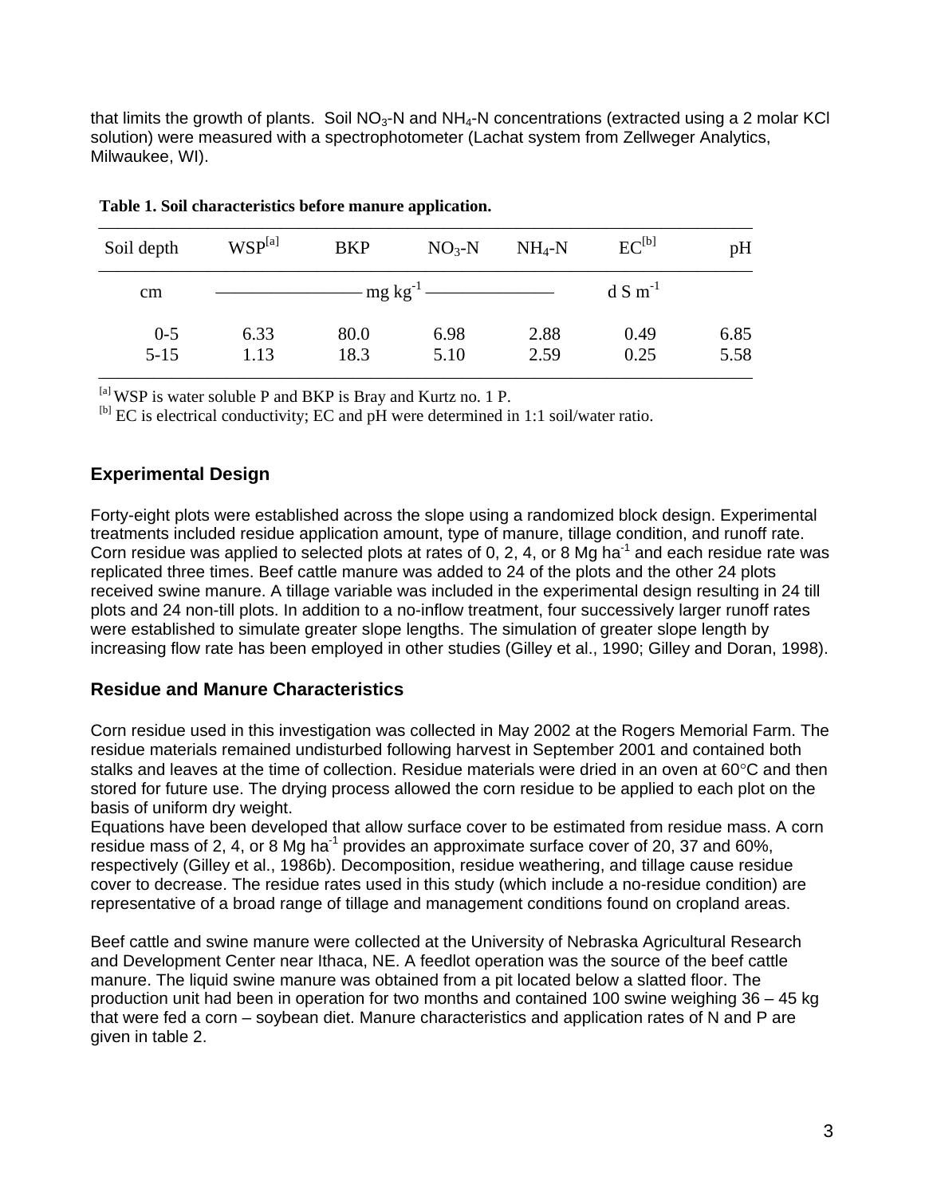that limits the growth of plants. Soil $NO_3$-N and $NH_4$-N concentrations (extracted using a 2 molar KCl solution) were measured with a spectrophotometer (Lachat system from Zellweger Analytics, Milwaukee, WI).

**Table 1. Soil characteristics before manure application.**

| Soil depth | WSP[a] | BKP | $NO_3$-N | $NH_4$-N | EC[b] | pH |
|---|---|---|---|---|---|---|
| cm | | | mg $kg^{-1}$ | | d S $m^{-1}$ | |
| 0-5 | 6.33 | 80.0 | 6.98 | 2.88 | 0.49 | 6.85 |
| 5-15 | 1.13 | 18.3 | 5.10 | 2.59 | 0.25 | 5.58 |

[a] WSP is water soluble P and BKP is Bray and Kurtz no. 1 P.
[b] EC is electrical conductivity; EC and pH were determined in 1:1 soil/water ratio.

## Experimental Design

Forty-eight plots were established across the slope using a randomized block design. Experimental treatments included residue application amount, type of manure, tillage condition, and runoff rate. Corn residue was applied to selected plots at rates of 0, 2, 4, or 8 Mg $ha^{-1}$ and each residue rate was replicated three times. Beef cattle manure was added to 24 of the plots and the other 24 plots received swine manure. A tillage variable was included in the experimental design resulting in 24 till plots and 24 non-till plots. In addition to a no-inflow treatment, four successively larger runoff rates were established to simulate greater slope lengths. The simulation of greater slope length by increasing flow rate has been employed in other studies (Gilley et al., 1990; Gilley and Doran, 1998).

## Residue and Manure Characteristics

Corn residue used in this investigation was collected in May 2002 at the Rogers Memorial Farm. The residue materials remained undisturbed following harvest in September 2001 and contained both stalks and leaves at the time of collection. Residue materials were dried in an oven at 60°C and then stored for future use. The drying process allowed the corn residue to be applied to each plot on the basis of uniform dry weight.

Equations have been developed that allow surface cover to be estimated from residue mass. A corn residue mass of 2, 4, or 8 Mg $ha^{-1}$ provides an approximate surface cover of 20, 37 and 60%, respectively (Gilley et al., 1986b). Decomposition, residue weathering, and tillage cause residue cover to decrease. The residue rates used in this study (which include a no-residue condition) are representative of a broad range of tillage and management conditions found on cropland areas.

Beef cattle and swine manure were collected at the University of Nebraska Agricultural Research and Development Center near Ithaca, NE. A feedlot operation was the source of the beef cattle manure. The liquid swine manure was obtained from a pit located below a slatted floor. The production unit had been in operation for two months and contained 100 swine weighing 36 – 45 kg that were fed a corn – soybean diet. Manure characteristics and application rates of N and P are given in table 2.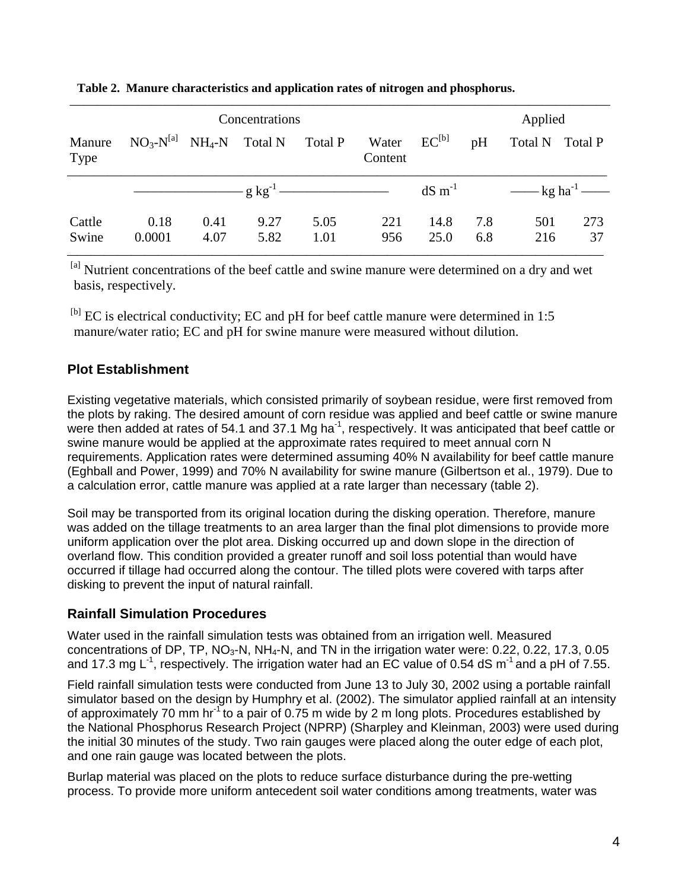**Table 2. Manure characteristics and application rates of nitrogen and phosphorus.**

| | Concentrations | | | | | | | Applied | |
|---|---|---|---|---|---|---|---|---|---|
| Manure Type | $NO_3$-N[a] | $NH_4$-N | Total N | Total P | Water Content | EC[b] | pH | Total N | Total P |
| | g $kg^{-1}$ | | | | | dS $m^{-1}$ | | kg $ha^{-1}$ | |
| Cattle | 0.18 | 0.41 | 9.27 | 5.05 | 221 | 14.8 | 7.8 | 501 | 273 |
| Swine | 0.0001 | 4.07 | 5.82 | 1.01 | 956 | 25.0 | 6.8 | 216 | 37 |

[a] Nutrient concentrations of the beef cattle and swine manure were determined on a dry and wet basis, respectively.

[b] EC is electrical conductivity; EC and pH for beef cattle manure were determined in 1:5 manure/water ratio; EC and pH for swine manure were measured without dilution.

## Plot Establishment

Existing vegetative materials, which consisted primarily of soybean residue, were first removed from the plots by raking. The desired amount of corn residue was applied and beef cattle or swine manure were then added at rates of 54.1 and 37.1 Mg $ha^{-1}$, respectively. It was anticipated that beef cattle or swine manure would be applied at the approximate rates required to meet annual corn N requirements. Application rates were determined assuming 40% N availability for beef cattle manure (Eghball and Power, 1999) and 70% N availability for swine manure (Gilbertson et al., 1979). Due to a calculation error, cattle manure was applied at a rate larger than necessary (table 2).

Soil may be transported from its original location during the disking operation. Therefore, manure was added on the tillage treatments to an area larger than the final plot dimensions to provide more uniform application over the plot area. Disking occurred up and down slope in the direction of overland flow. This condition provided a greater runoff and soil loss potential than would have occurred if tillage had occurred along the contour. The tilled plots were covered with tarps after disking to prevent the input of natural rainfall.

## Rainfall Simulation Procedures

Water used in the rainfall simulation tests was obtained from an irrigation well. Measured concentrations of DP, TP, $NO_3$-N, $NH_4$-N, and TN in the irrigation water were: 0.22, 0.22, 17.3, 0.05 and 17.3 mg $L^{-1}$, respectively. The irrigation water had an EC value of 0.54 dS $m^{-1}$ and a pH of 7.55.

Field rainfall simulation tests were conducted from June 13 to July 30, 2002 using a portable rainfall simulator based on the design by Humphry et al. (2002). The simulator applied rainfall at an intensity of approximately 70 mm $hr^{-1}$ to a pair of 0.75 m wide by 2 m long plots. Procedures established by the National Phosphorus Research Project (NPRP) (Sharpley and Kleinman, 2003) were used during the initial 30 minutes of the study. Two rain gauges were placed along the outer edge of each plot, and one rain gauge was located between the plots.

Burlap material was placed on the plots to reduce surface disturbance during the pre-wetting process. To provide more uniform antecedent soil water conditions among treatments, water was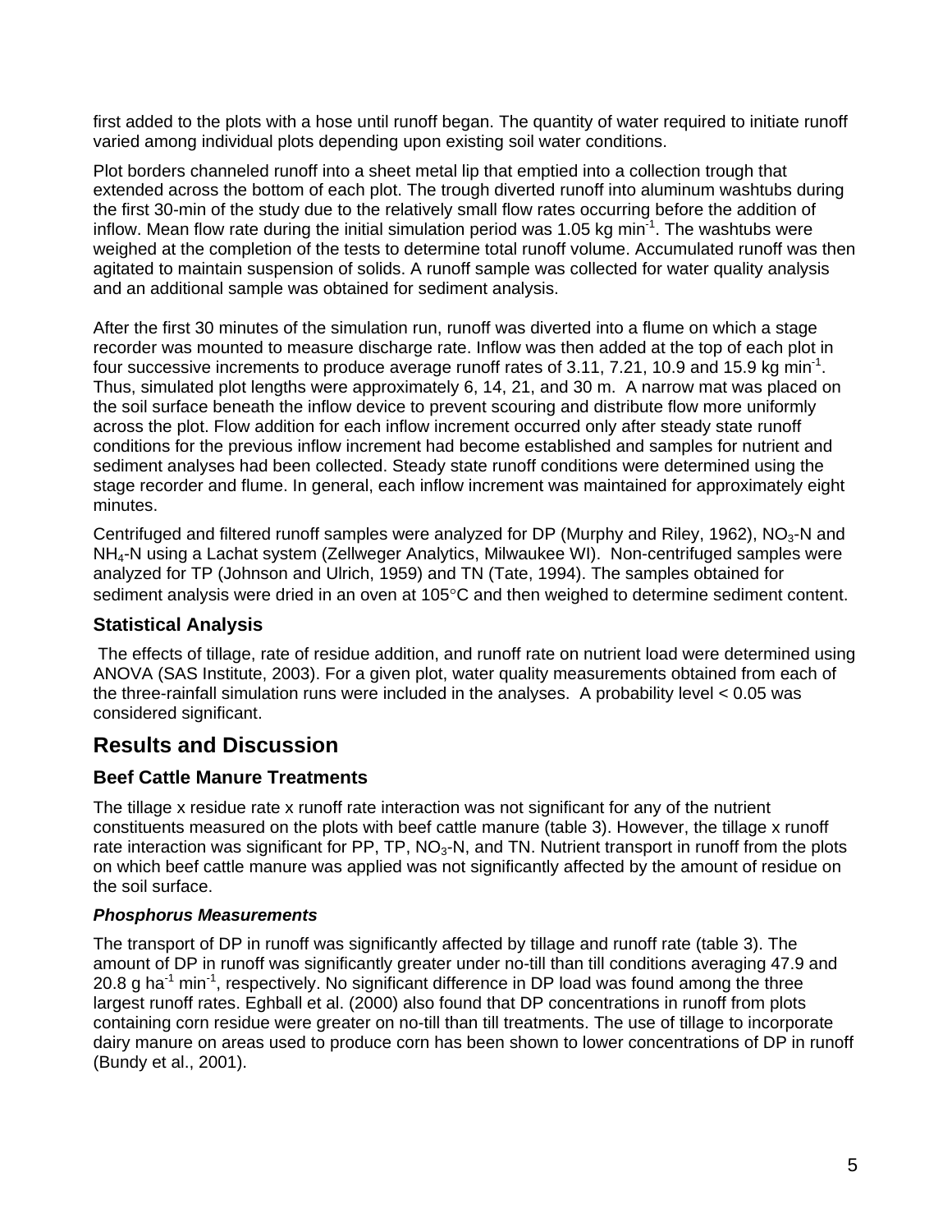first added to the plots with a hose until runoff began. The quantity of water required to initiate runoff varied among individual plots depending upon existing soil water conditions.

Plot borders channeled runoff into a sheet metal lip that emptied into a collection trough that extended across the bottom of each plot. The trough diverted runoff into aluminum washtubs during the first 30-min of the study due to the relatively small flow rates occurring before the addition of inflow. Mean flow rate during the initial simulation period was 1.05 kg $min^{-1}$. The washtubs were weighed at the completion of the tests to determine total runoff volume. Accumulated runoff was then agitated to maintain suspension of solids. A runoff sample was collected for water quality analysis and an additional sample was obtained for sediment analysis.

After the first 30 minutes of the simulation run, runoff was diverted into a flume on which a stage recorder was mounted to measure discharge rate. Inflow was then added at the top of each plot in four successive increments to produce average runoff rates of 3.11, 7.21, 10.9 and 15.9 kg $min^{-1}$. Thus, simulated plot lengths were approximately 6, 14, 21, and 30 m. A narrow mat was placed on the soil surface beneath the inflow device to prevent scouring and distribute flow more uniformly across the plot. Flow addition for each inflow increment occurred only after steady state runoff conditions for the previous inflow increment had become established and samples for nutrient and sediment analyses had been collected. Steady state runoff conditions were determined using the stage recorder and flume. In general, each inflow increment was maintained for approximately eight minutes.

Centrifuged and filtered runoff samples were analyzed for DP (Murphy and Riley, 1962), $NO_3$-N and $NH_4$-N using a Lachat system (Zellweger Analytics, Milwaukee WI). Non-centrifuged samples were analyzed for TP (Johnson and Ulrich, 1959) and TN (Tate, 1994). The samples obtained for sediment analysis were dried in an oven at 105°C and then weighed to determine sediment content.

### Statistical Analysis

The effects of tillage, rate of residue addition, and runoff rate on nutrient load were determined using ANOVA (SAS Institute, 2003). For a given plot, water quality measurements obtained from each of the three-rainfall simulation runs were included in the analyses. A probability level < 0.05 was considered significant.

## Results and Discussion

### Beef Cattle Manure Treatments

The tillage x residue rate x runoff rate interaction was not significant for any of the nutrient constituents measured on the plots with beef cattle manure (table 3). However, the tillage x runoff rate interaction was significant for PP, TP, $NO_3$-N, and TN. Nutrient transport in runoff from the plots on which beef cattle manure was applied was not significantly affected by the amount of residue on the soil surface.

#### *Phosphorus Measurements*

The transport of DP in runoff was significantly affected by tillage and runoff rate (table 3). The amount of DP in runoff was significantly greater under no-till than till conditions averaging 47.9 and 20.8 g $ha^{-1}$ $min^{-1}$, respectively. No significant difference in DP load was found among the three largest runoff rates. Eghball et al. (2000) also found that DP concentrations in runoff from plots containing corn residue were greater on no-till than till treatments. The use of tillage to incorporate dairy manure on areas used to produce corn has been shown to lower concentrations of DP in runoff (Bundy et al., 2001).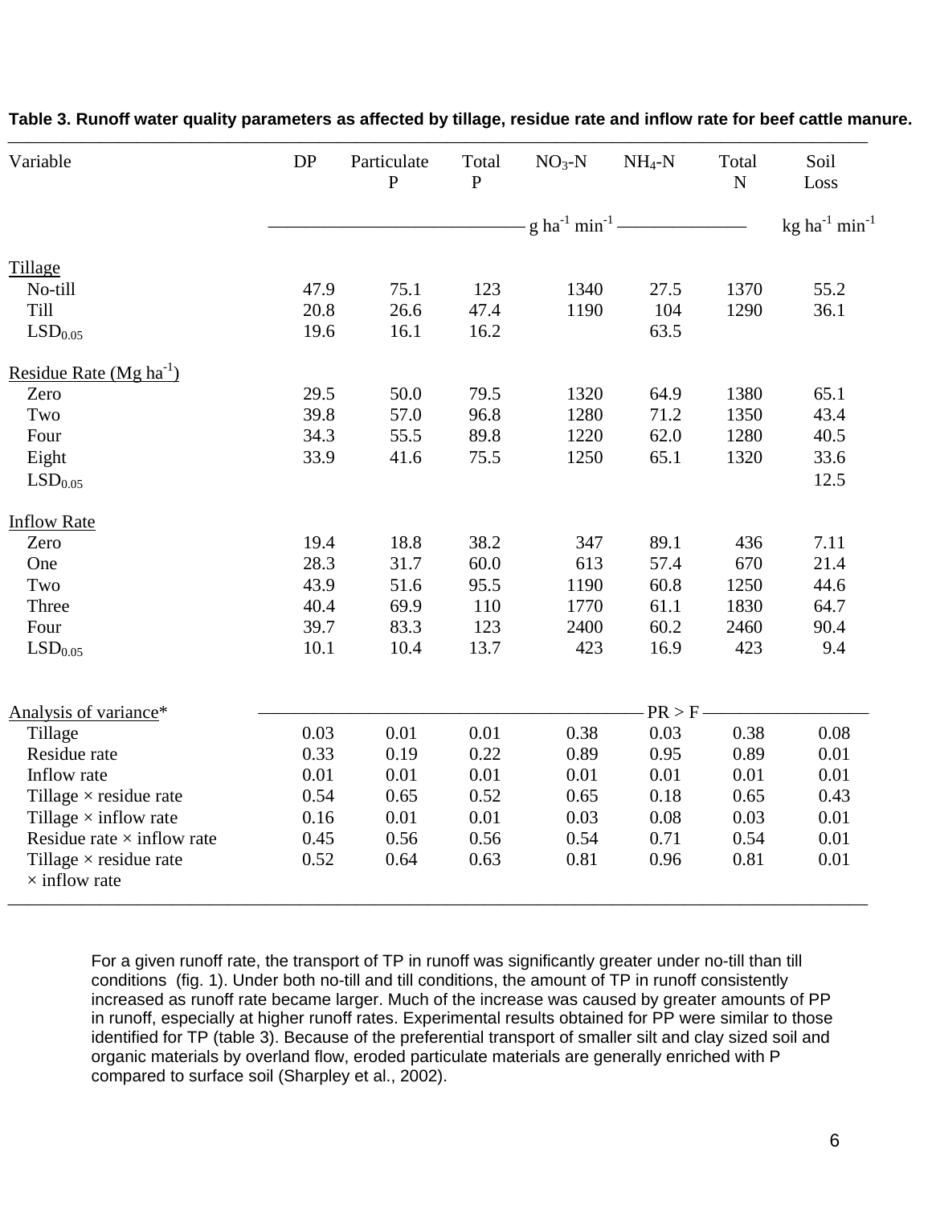**Table 3. Runoff water quality parameters as affected by tillage, residue rate and inflow rate for beef cattle manure.**

| Variable | DP | Particulate P | Total P | $NO_3$-N | $NH_4$-N | Total N | Soil Loss |
|---|---|---|---|---|---|---|---|
| | g ha$^{-1}$ min$^{-1}$ | | | | | | kg ha$^{-1}$ min$^{-1}$ |
| Tillage | | | | | | | |
| No-till | 47.9 | 75.1 | 123 | 1340 | 27.5 | 1370 | 55.2 |
| Till | 20.8 | 26.6 | 47.4 | 1190 | 104 | 1290 | 36.1 |
| $LSD_{0.05}$ | 19.6 | 16.1 | 16.2 | | 63.5 | | |
| Residue Rate (Mg ha$^{-1}$) | | | | | | | |
| Zero | 29.5 | 50.0 | 79.5 | 1320 | 64.9 | 1380 | 65.1 |
| Two | 39.8 | 57.0 | 96.8 | 1280 | 71.2 | 1350 | 43.4 |
| Four | 34.3 | 55.5 | 89.8 | 1220 | 62.0 | 1280 | 40.5 |
| Eight | 33.9 | 41.6 | 75.5 | 1250 | 65.1 | 1320 | 33.6 |
| $LSD_{0.05}$ | | | | | | | 12.5 |
| Inflow Rate | | | | | | | |
| Zero | 19.4 | 18.8 | 38.2 | 347 | 89.1 | 436 | 7.11 |
| One | 28.3 | 31.7 | 60.0 | 613 | 57.4 | 670 | 21.4 |
| Two | 43.9 | 51.6 | 95.5 | 1190 | 60.8 | 1250 | 44.6 |
| Three | 40.4 | 69.9 | 110 | 1770 | 61.1 | 1830 | 64.7 |
| Four | 39.7 | 83.3 | 123 | 2400 | 60.2 | 2460 | 90.4 |
| $LSD_{0.05}$ | 10.1 | 10.4 | 13.7 | 423 | 16.9 | 423 | 9.4 |
| Analysis of variance* | PR > F | | | | | | |
| Tillage | 0.03 | 0.01 | 0.01 | 0.38 | 0.03 | 0.38 | 0.08 |
| Residue rate | 0.33 | 0.19 | 0.22 | 0.89 | 0.95 | 0.89 | 0.01 |
| Inflow rate | 0.01 | 0.01 | 0.01 | 0.01 | 0.01 | 0.01 | 0.01 |
| Tillage × residue rate | 0.54 | 0.65 | 0.52 | 0.65 | 0.18 | 0.65 | 0.43 |
| Tillage × inflow rate | 0.16 | 0.01 | 0.01 | 0.03 | 0.08 | 0.03 | 0.01 |
| Residue rate × inflow rate | 0.45 | 0.56 | 0.56 | 0.54 | 0.71 | 0.54 | 0.01 |
| Tillage × residue rate × inflow rate | 0.52 | 0.64 | 0.63 | 0.81 | 0.96 | 0.81 | 0.01 |

For a given runoff rate, the transport of TP in runoff was significantly greater under no-till than till conditions (fig. 1). Under both no-till and till conditions, the amount of TP in runoff consistently increased as runoff rate became larger. Much of the increase was caused by greater amounts of PP in runoff, especially at higher runoff rates. Experimental results obtained for PP were similar to those identified for TP (table 3). Because of the preferential transport of smaller silt and clay sized soil and organic materials by overland flow, eroded particulate materials are generally enriched with P compared to surface soil (Sharpley et al., 2002).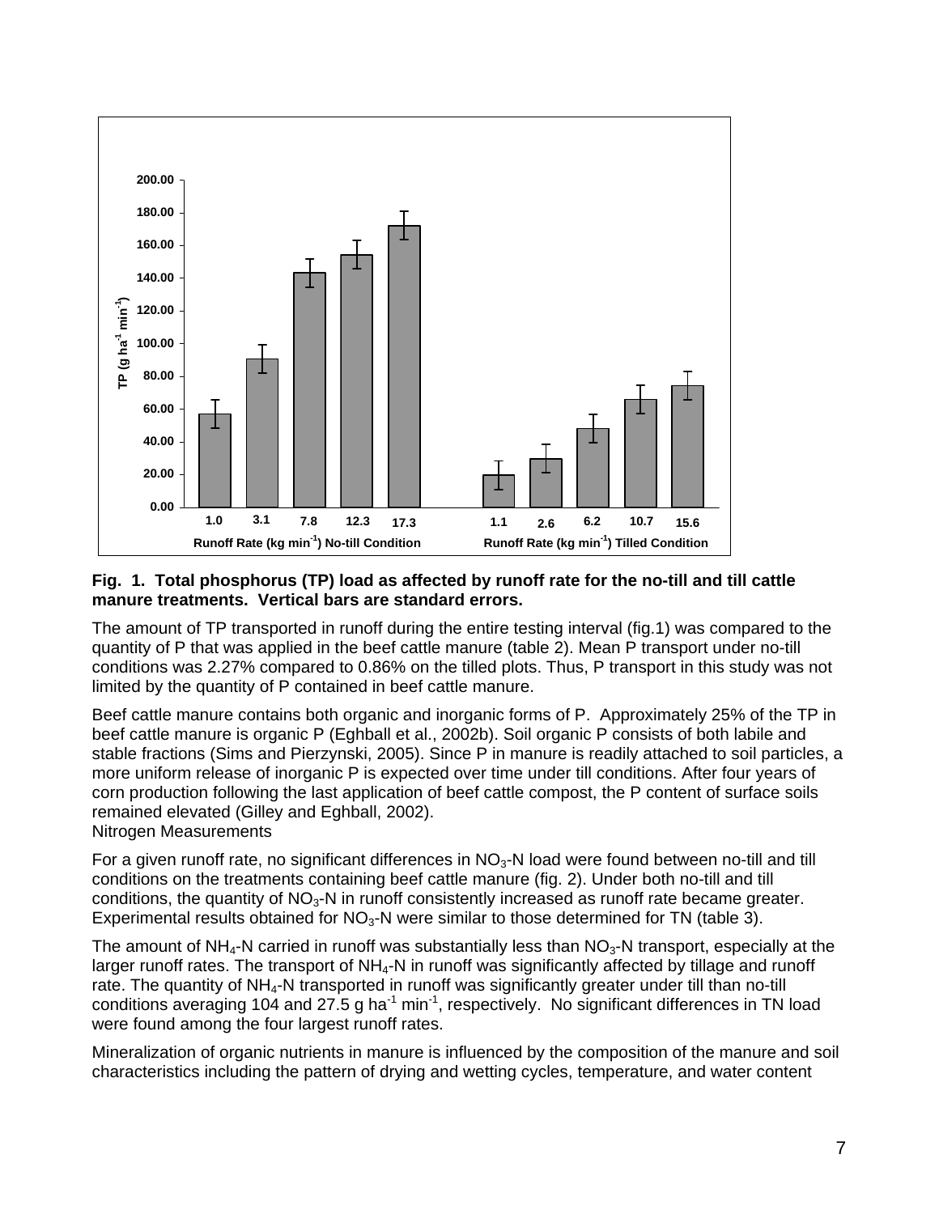**Fig. 1. Total phosphorus (TP) load as affected by runoff rate for the no-till and till cattle manure treatments. Vertical bars are standard errors.**

The amount of TP transported in runoff during the entire testing interval (fig.1) was compared to the quantity of P that was applied in the beef cattle manure (table 2). Mean P transport under no-till conditions was 2.27% compared to 0.86% on the tilled plots. Thus, P transport in this study was not limited by the quantity of P contained in beef cattle manure.

Beef cattle manure contains both organic and inorganic forms of P. Approximately 25% of the TP in beef cattle manure is organic P (Eghball et al., 2002b). Soil organic P consists of both labile and stable fractions (Sims and Pierzynski, 2005). Since P in manure is readily attached to soil particles, a more uniform release of inorganic P is expected over time under till conditions. After four years of corn production following the last application of beef cattle compost, the P content of surface soils remained elevated (Gilley and Eghball, 2002).

Nitrogen Measurements

For a given runoff rate, no significant differences in $NO_3$-N load were found between no-till and till conditions on the treatments containing beef cattle manure (fig. 2). Under both no-till and till conditions, the quantity of $NO_3$-N in runoff consistently increased as runoff rate became greater. Experimental results obtained for $NO_3$-N were similar to those determined for TN (table 3).

The amount of $NH_4$-N carried in runoff was substantially less than $NO_3$-N transport, especially at the larger runoff rates. The transport of $NH_4$-N in runoff was significantly affected by tillage and runoff rate. The quantity of $NH_4$-N transported in runoff was significantly greater under till than no-till conditions averaging 104 and 27.5 g $ha^{-1}$ $min^{-1}$, respectively. No significant differences in TN load were found among the four largest runoff rates.

Mineralization of organic nutrients in manure is influenced by the composition of the manure and soil characteristics including the pattern of drying and wetting cycles, temperature, and water content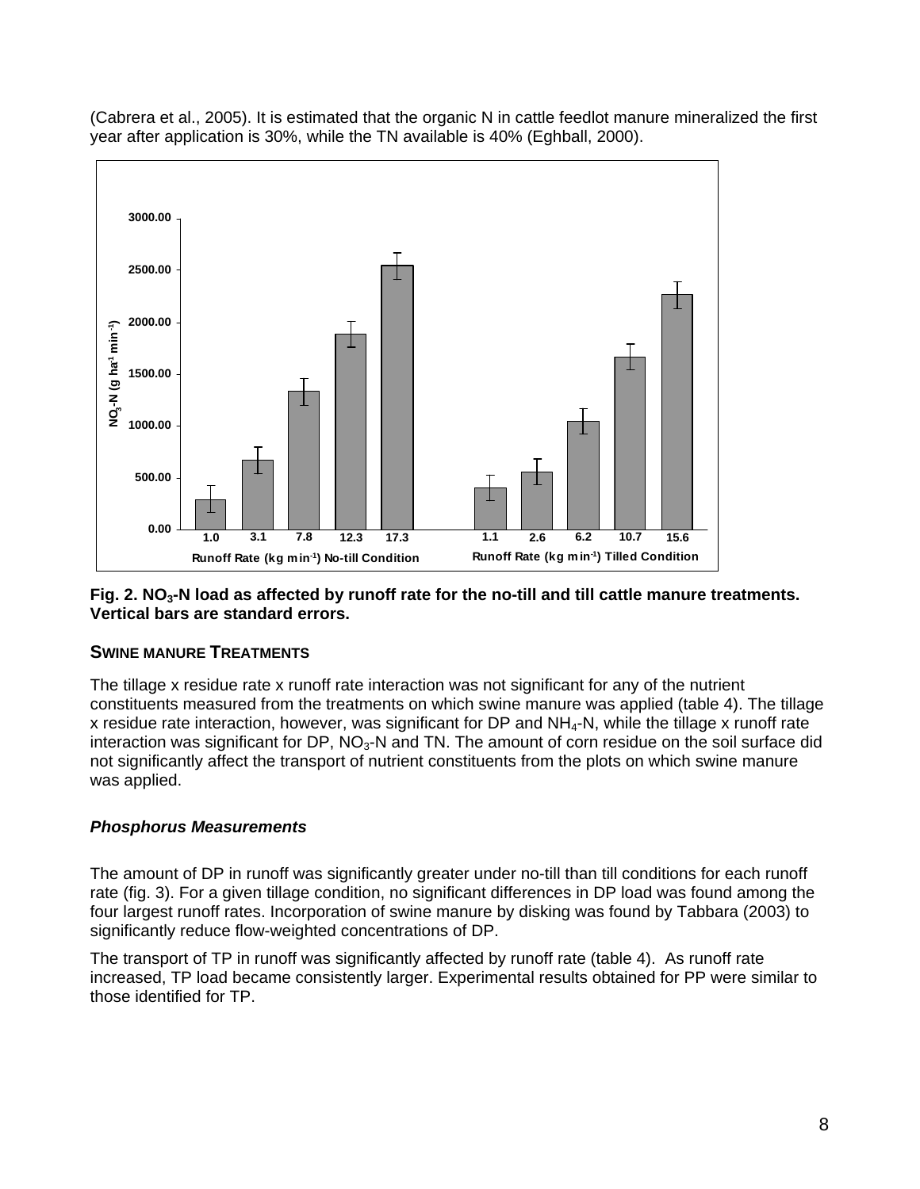(Cabrera et al., 2005). It is estimated that the organic N in cattle feedlot manure mineralized the first year after application is 30%, while the TN available is 40% (Eghball, 2000).

**Fig. 2. $NO_3$-N load as affected by runoff rate for the no-till and till cattle manure treatments. Vertical bars are standard errors.**

### SWINE MANURE TREATMENTS

The tillage x residue rate x runoff rate interaction was not significant for any of the nutrient constituents measured from the treatments on which swine manure was applied (table 4). The tillage x residue rate interaction, however, was significant for DP and $NH_4$-N, while the tillage x runoff rate interaction was significant for DP, $NO_3$-N and TN. The amount of corn residue on the soil surface did not significantly affect the transport of nutrient constituents from the plots on which swine manure was applied.

#### *Phosphorus Measurements*

The amount of DP in runoff was significantly greater under no-till than till conditions for each runoff rate (fig. 3). For a given tillage condition, no significant differences in DP load was found among the four largest runoff rates. Incorporation of swine manure by disking was found by Tabbara (2003) to significantly reduce flow-weighted concentrations of DP.

The transport of TP in runoff was significantly affected by runoff rate (table 4). As runoff rate increased, TP load became consistently larger. Experimental results obtained for PP were similar to those identified for TP.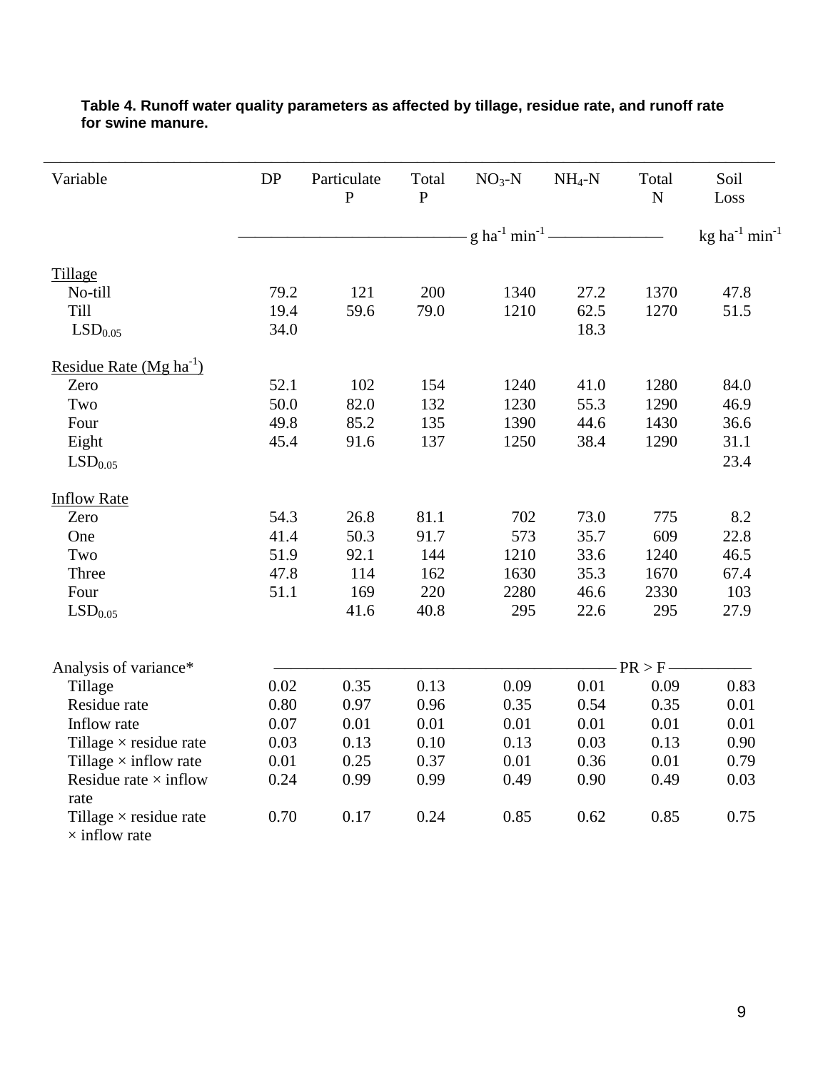**Table 4. Runoff water quality parameters as affected by tillage, residue rate, and runoff rate for swine manure.**

| Variable | DP | Particulate P | Total P | $NO_3$-N | $NH_4$-N | Total N | Soil Loss |
|---|---|---|---|---|---|---|---|
| | g $ha^{-1}$ $min^{-1}$ | | | | | | kg $ha^{-1}$ $min^{-1}$ |
| Tillage | | | | | | | |
| No-till | 79.2 | 121 | 200 | 1340 | 27.2 | 1370 | 47.8 |
| Till | 19.4 | 59.6 | 79.0 | 1210 | 62.5 | 1270 | 51.5 |
| $LSD_{0.05}$ | 34.0 | | | | 18.3 | | |
| Residue Rate (Mg $ha^{-1}$) | | | | | | | |
| Zero | 52.1 | 102 | 154 | 1240 | 41.0 | 1280 | 84.0 |
| Two | 50.0 | 82.0 | 132 | 1230 | 55.3 | 1290 | 46.9 |
| Four | 49.8 | 85.2 | 135 | 1390 | 44.6 | 1430 | 36.6 |
| Eight | 45.4 | 91.6 | 137 | 1250 | 38.4 | 1290 | 31.1 |
| $LSD_{0.05}$ | | | | | | | 23.4 |
| Inflow Rate | | | | | | | |
| Zero | 54.3 | 26.8 | 81.1 | 702 | 73.0 | 775 | 8.2 |
| One | 41.4 | 50.3 | 91.7 | 573 | 35.7 | 609 | 22.8 |
| Two | 51.9 | 92.1 | 144 | 1210 | 33.6 | 1240 | 46.5 |
| Three | 47.8 | 114 | 162 | 1630 | 35.3 | 1670 | 67.4 |
| Four | 51.1 | 169 | 220 | 2280 | 46.6 | 2330 | 103 |
| $LSD_{0.05}$ | | 41.6 | 40.8 | 295 | 22.6 | 295 | 27.9 |
| Analysis of variance* | PR > F | | | | | | |
| Tillage | 0.02 | 0.35 | 0.13 | 0.09 | 0.01 | 0.09 | 0.83 |
| Residue rate | 0.80 | 0.97 | 0.96 | 0.35 | 0.54 | 0.35 | 0.01 |
| Inflow rate | 0.07 | 0.01 | 0.01 | 0.01 | 0.01 | 0.01 | 0.01 |
| Tillage × residue rate | 0.03 | 0.13 | 0.10 | 0.13 | 0.03 | 0.13 | 0.90 |
| Tillage × inflow rate | 0.01 | 0.25 | 0.37 | 0.01 | 0.36 | 0.01 | 0.79 |
| Residue rate × inflow rate | 0.24 | 0.99 | 0.99 | 0.49 | 0.90 | 0.49 | 0.03 |
| Tillage × residue rate × inflow rate | 0.70 | 0.17 | 0.24 | 0.85 | 0.62 | 0.85 | 0.75 |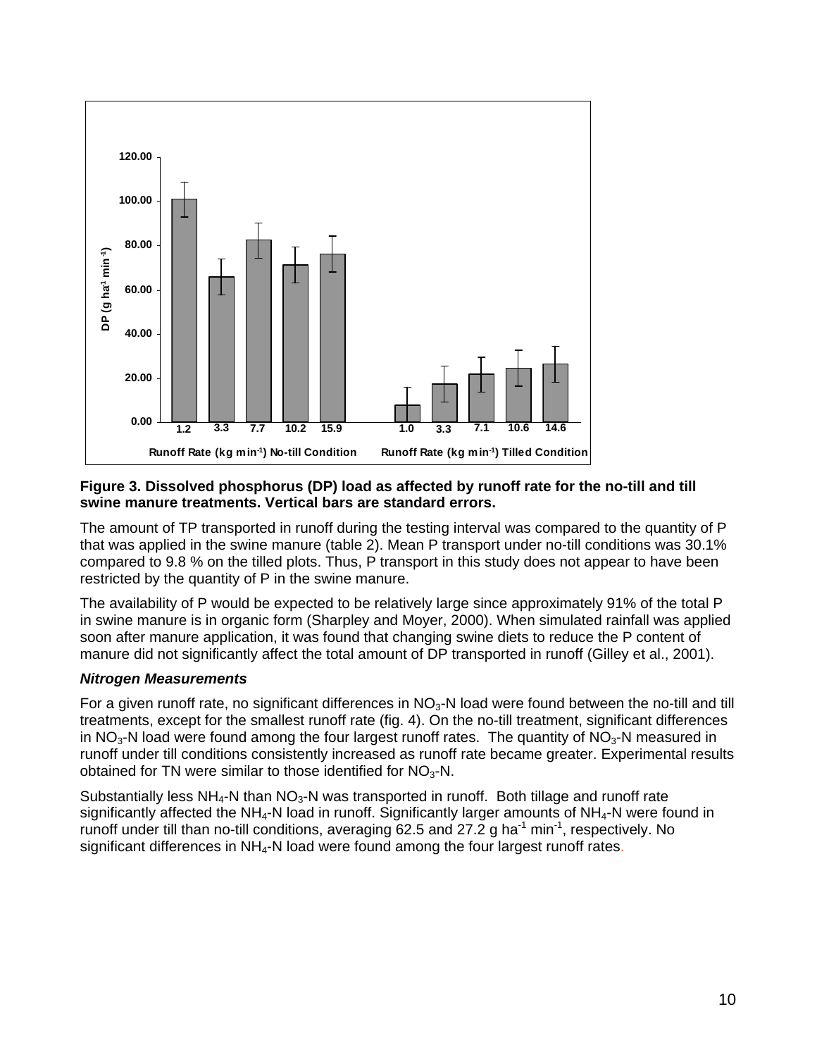**Figure 3. Dissolved phosphorus (DP) load as affected by runoff rate for the no-till and till swine manure treatments. Vertical bars are standard errors.**

The amount of TP transported in runoff during the testing interval was compared to the quantity of P that was applied in the swine manure (table 2). Mean P transport under no-till conditions was 30.1% compared to 9.8 % on the tilled plots. Thus, P transport in this study does not appear to have been restricted by the quantity of P in the swine manure.

The availability of P would be expected to be relatively large since approximately 91% of the total P in swine manure is in organic form (Sharpley and Moyer, 2000). When simulated rainfall was applied soon after manure application, it was found that changing swine diets to reduce the P content of manure did not significantly affect the total amount of DP transported in runoff (Gilley et al., 2001).

***Nitrogen Measurements***

For a given runoff rate, no significant differences in $NO_3$-N load were found between the no-till and till treatments, except for the smallest runoff rate (fig. 4). On the no-till treatment, significant differences in $NO_3$-N load were found among the four largest runoff rates. The quantity of $NO_3$-N measured in runoff under till conditions consistently increased as runoff rate became greater. Experimental results obtained for TN were similar to those identified for $NO_3$-N.

Substantially less $NH_4$-N than $NO_3$-N was transported in runoff. Both tillage and runoff rate significantly affected the $NH_4$-N load in runoff. Significantly larger amounts of $NH_4$-N were found in runoff under till than no-till conditions, averaging 62.5 and 27.2 g ha$^{-1}$ min$^{-1}$, respectively. No significant differences in $NH_4$-N load were found among the four largest runoff rates.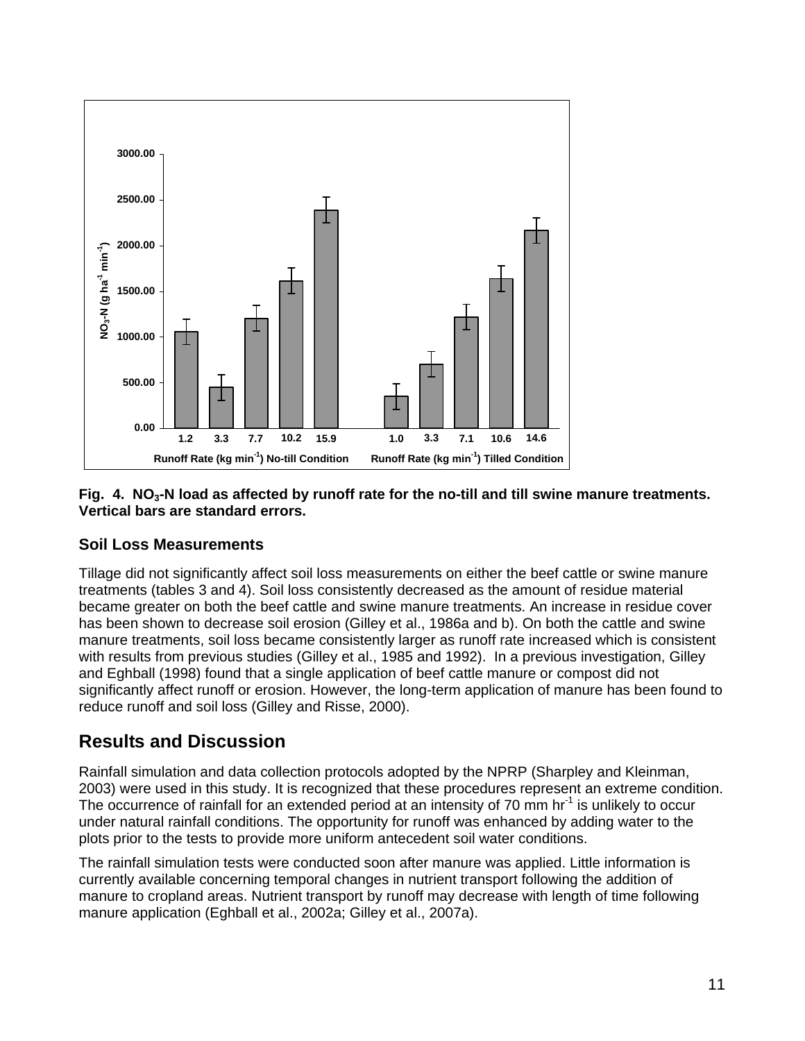**Fig. 4. $NO_3$-N load as affected by runoff rate for the no-till and till swine manure treatments. Vertical bars are standard errors.**

### Soil Loss Measurements

Tillage did not significantly affect soil loss measurements on either the beef cattle or swine manure treatments (tables 3 and 4). Soil loss consistently decreased as the amount of residue material became greater on both the beef cattle and swine manure treatments. An increase in residue cover has been shown to decrease soil erosion (Gilley et al., 1986a and b). On both the cattle and swine manure treatments, soil loss became consistently larger as runoff rate increased which is consistent with results from previous studies (Gilley et al., 1985 and 1992). In a previous investigation, Gilley and Eghball (1998) found that a single application of beef cattle manure or compost did not significantly affect runoff or erosion. However, the long-term application of manure has been found to reduce runoff and soil loss (Gilley and Risse, 2000).

## Results and Discussion

Rainfall simulation and data collection protocols adopted by the NPRP (Sharpley and Kleinman, 2003) were used in this study. It is recognized that these procedures represent an extreme condition. The occurrence of rainfall for an extended period at an intensity of 70 mm $hr^{-1}$ is unlikely to occur under natural rainfall conditions. The opportunity for runoff was enhanced by adding water to the plots prior to the tests to provide more uniform antecedent soil water conditions.

The rainfall simulation tests were conducted soon after manure was applied. Little information is currently available concerning temporal changes in nutrient transport following the addition of manure to cropland areas. Nutrient transport by runoff may decrease with length of time following manure application (Eghball et al., 2002a; Gilley et al., 2007a).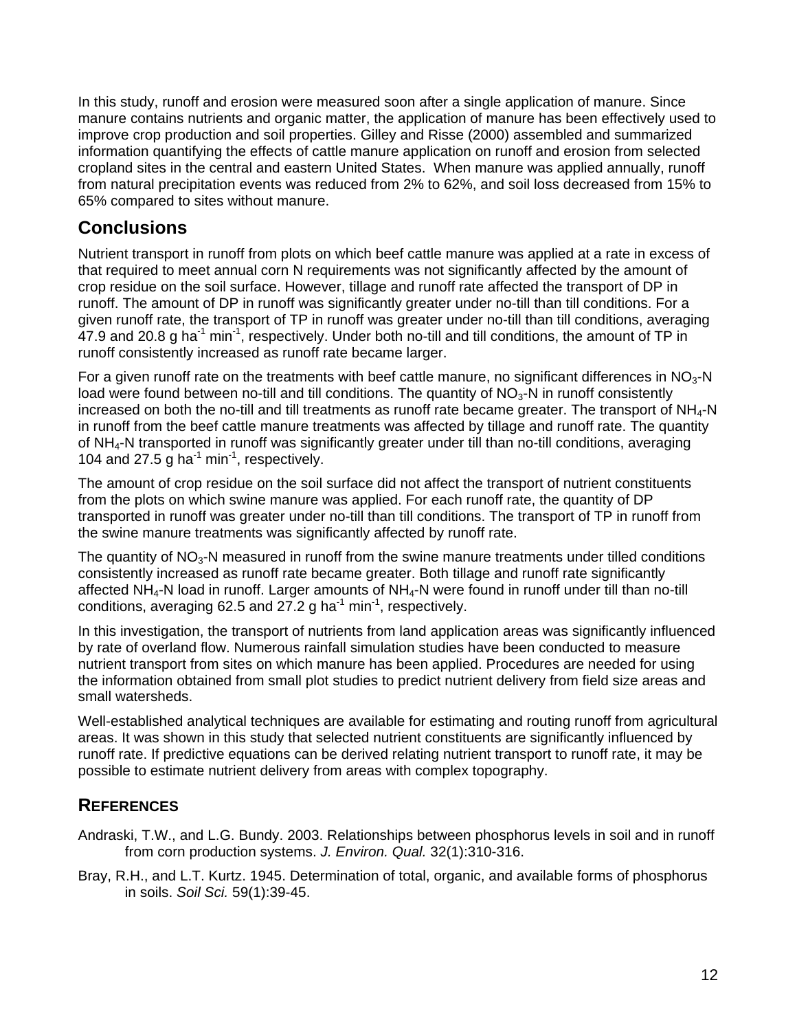In this study, runoff and erosion were measured soon after a single application of manure. Since manure contains nutrients and organic matter, the application of manure has been effectively used to improve crop production and soil properties. Gilley and Risse (2000) assembled and summarized information quantifying the effects of cattle manure application on runoff and erosion from selected cropland sites in the central and eastern United States. When manure was applied annually, runoff from natural precipitation events was reduced from 2% to 62%, and soil loss decreased from 15% to 65% compared to sites without manure.

## Conclusions

Nutrient transport in runoff from plots on which beef cattle manure was applied at a rate in excess of that required to meet annual corn N requirements was not significantly affected by the amount of crop residue on the soil surface. However, tillage and runoff rate affected the transport of DP in runoff. The amount of DP in runoff was significantly greater under no-till than till conditions. For a given runoff rate, the transport of TP in runoff was greater under no-till than till conditions, averaging 47.9 and 20.8 g $ha^{-1}$ $min^{-1}$, respectively. Under both no-till and till conditions, the amount of TP in runoff consistently increased as runoff rate became larger.

For a given runoff rate on the treatments with beef cattle manure, no significant differences in $NO_3$-N load were found between no-till and till conditions. The quantity of $NO_3$-N in runoff consistently increased on both the no-till and till treatments as runoff rate became greater. The transport of $NH_4$-N in runoff from the beef cattle manure treatments was affected by tillage and runoff rate. The quantity of $NH_4$-N transported in runoff was significantly greater under till than no-till conditions, averaging 104 and 27.5 g $ha^{-1}$ $min^{-1}$, respectively.

The amount of crop residue on the soil surface did not affect the transport of nutrient constituents from the plots on which swine manure was applied. For each runoff rate, the quantity of DP transported in runoff was greater under no-till than till conditions. The transport of TP in runoff from the swine manure treatments was significantly affected by runoff rate.

The quantity of $NO_3$-N measured in runoff from the swine manure treatments under tilled conditions consistently increased as runoff rate became greater. Both tillage and runoff rate significantly affected $NH_4$-N load in runoff. Larger amounts of $NH_4$-N were found in runoff under till than no-till conditions, averaging 62.5 and 27.2 g $ha^{-1}$ $min^{-1}$, respectively.

In this investigation, the transport of nutrients from land application areas was significantly influenced by rate of overland flow. Numerous rainfall simulation studies have been conducted to measure nutrient transport from sites on which manure has been applied. Procedures are needed for using the information obtained from small plot studies to predict nutrient delivery from field size areas and small watersheds.

Well-established analytical techniques are available for estimating and routing runoff from agricultural areas. It was shown in this study that selected nutrient constituents are significantly influenced by runoff rate. If predictive equations can be derived relating nutrient transport to runoff rate, it may be possible to estimate nutrient delivery from areas with complex topography.

## References

Andraski, T.W., and L.G. Bundy. 2003. Relationships between phosphorus levels in soil and in runoff from corn production systems. *J. Environ. Qual.* 32(1):310-316.

Bray, R.H., and L.T. Kurtz. 1945. Determination of total, organic, and available forms of phosphorus in soils. *Soil Sci.* 59(1):39-45.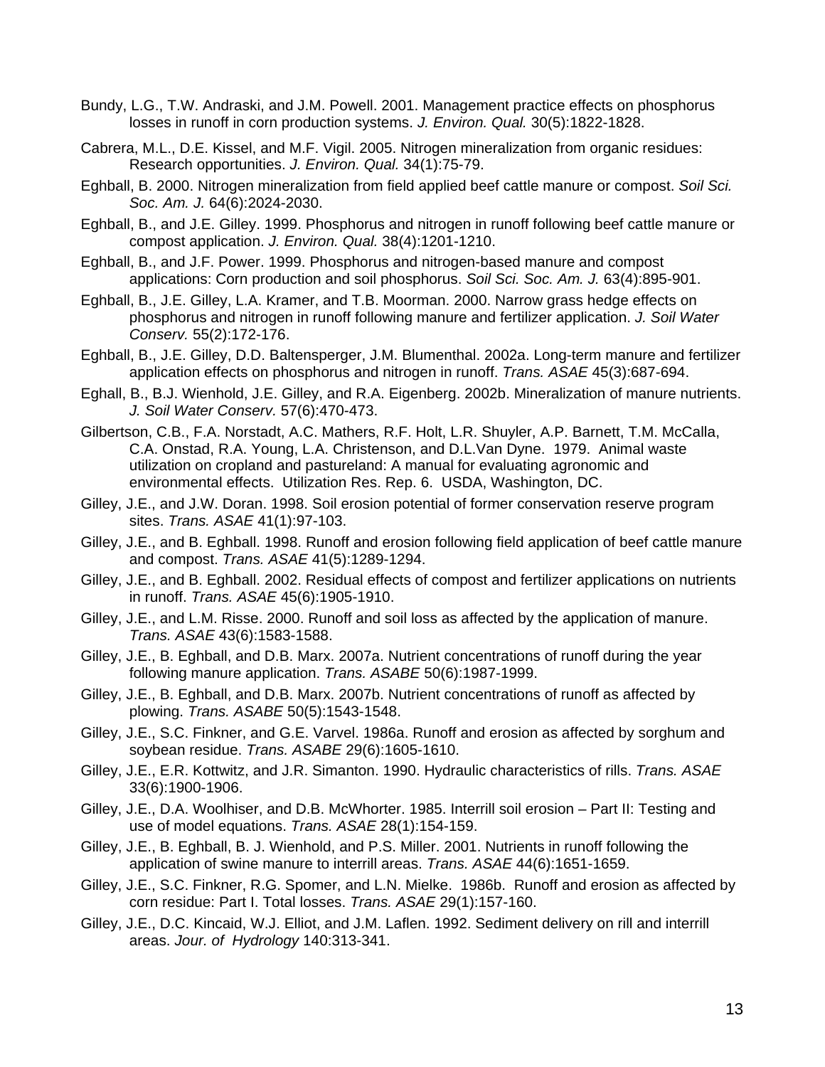Bundy, L.G., T.W. Andraski, and J.M. Powell. 2001. Management practice effects on phosphorus losses in runoff in corn production systems. *J. Environ. Qual.* 30(5):1822-1828.

Cabrera, M.L., D.E. Kissel, and M.F. Vigil. 2005. Nitrogen mineralization from organic residues: Research opportunities. *J. Environ. Qual.* 34(1):75-79.

Eghball, B. 2000. Nitrogen mineralization from field applied beef cattle manure or compost. *Soil Sci. Soc. Am. J.* 64(6):2024-2030.

Eghball, B., and J.E. Gilley. 1999. Phosphorus and nitrogen in runoff following beef cattle manure or compost application. *J. Environ. Qual.* 38(4):1201-1210.

Eghball, B., and J.F. Power. 1999. Phosphorus and nitrogen-based manure and compost applications: Corn production and soil phosphorus. *Soil Sci. Soc. Am. J.* 63(4):895-901.

Eghball, B., J.E. Gilley, L.A. Kramer, and T.B. Moorman. 2000. Narrow grass hedge effects on phosphorus and nitrogen in runoff following manure and fertilizer application. *J. Soil Water Conserv.* 55(2):172-176.

Eghball, B., J.E. Gilley, D.D. Baltensperger, J.M. Blumenthal. 2002a. Long-term manure and fertilizer application effects on phosphorus and nitrogen in runoff. *Trans. ASAE* 45(3):687-694.

Eghall, B., B.J. Wienhold, J.E. Gilley, and R.A. Eigenberg. 2002b. Mineralization of manure nutrients. *J. Soil Water Conserv.* 57(6):470-473.

Gilbertson, C.B., F.A. Norstadt, A.C. Mathers, R.F. Holt, L.R. Shuyler, A.P. Barnett, T.M. McCalla, C.A. Onstad, R.A. Young, L.A. Christenson, and D.L.Van Dyne. 1979. Animal waste utilization on cropland and pastureland: A manual for evaluating agronomic and environmental effects. Utilization Res. Rep. 6. USDA, Washington, DC.

Gilley, J.E., and J.W. Doran. 1998. Soil erosion potential of former conservation reserve program sites. *Trans. ASAE* 41(1):97-103.

Gilley, J.E., and B. Eghball. 1998. Runoff and erosion following field application of beef cattle manure and compost. *Trans. ASAE* 41(5):1289-1294.

Gilley, J.E., and B. Eghball. 2002. Residual effects of compost and fertilizer applications on nutrients in runoff. *Trans. ASAE* 45(6):1905-1910.

Gilley, J.E., and L.M. Risse. 2000. Runoff and soil loss as affected by the application of manure. *Trans. ASAE* 43(6):1583-1588.

Gilley, J.E., B. Eghball, and D.B. Marx. 2007a. Nutrient concentrations of runoff during the year following manure application. *Trans. ASABE* 50(6):1987-1999.

Gilley, J.E., B. Eghball, and D.B. Marx. 2007b. Nutrient concentrations of runoff as affected by plowing. *Trans. ASABE* 50(5):1543-1548.

Gilley, J.E., S.C. Finkner, and G.E. Varvel. 1986a. Runoff and erosion as affected by sorghum and soybean residue. *Trans. ASABE* 29(6):1605-1610.

Gilley, J.E., E.R. Kottwitz, and J.R. Simanton. 1990. Hydraulic characteristics of rills. *Trans. ASAE* 33(6):1900-1906.

Gilley, J.E., D.A. Woolhiser, and D.B. McWhorter. 1985. Interrill soil erosion – Part II: Testing and use of model equations. *Trans. ASAE* 28(1):154-159.

Gilley, J.E., B. Eghball, B. J. Wienhold, and P.S. Miller. 2001. Nutrients in runoff following the application of swine manure to interrill areas. *Trans. ASAE* 44(6):1651-1659.

Gilley, J.E., S.C. Finkner, R.G. Spomer, and L.N. Mielke. 1986b. Runoff and erosion as affected by corn residue: Part I. Total losses. *Trans. ASAE* 29(1):157-160.

Gilley, J.E., D.C. Kincaid, W.J. Elliot, and J.M. Laflen. 1992. Sediment delivery on rill and interrill areas. *Jour. of Hydrology* 140:313-341.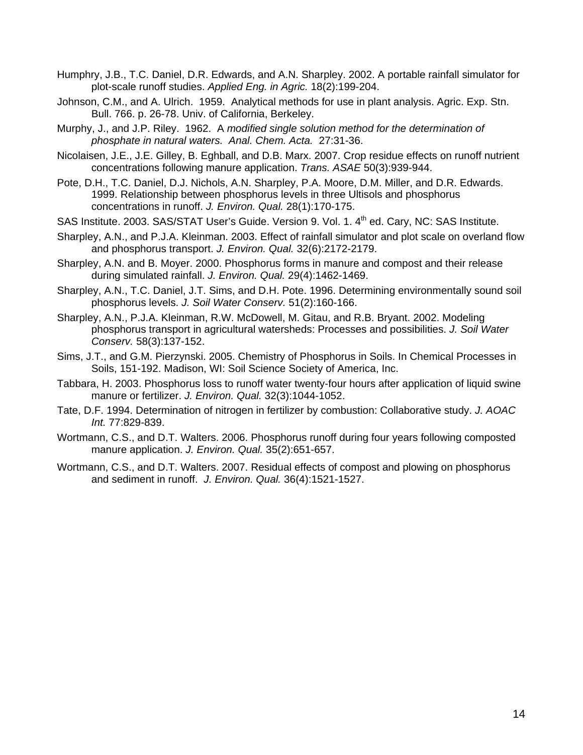Humphry, J.B., T.C. Daniel, D.R. Edwards, and A.N. Sharpley. 2002. A portable rainfall simulator for plot-scale runoff studies. *Applied Eng. in Agric.* 18(2):199-204.

Johnson, C.M., and A. Ulrich. 1959. Analytical methods for use in plant analysis. Agric. Exp. Stn. Bull. 766. p. 26-78. Univ. of California, Berkeley.

Murphy, J., and J.P. Riley. 1962. A *modified single solution method for the determination of phosphate in natural waters. Anal. Chem. Acta.* 27:31-36.

Nicolaisen, J.E., J.E. Gilley, B. Eghball, and D.B. Marx. 2007. Crop residue effects on runoff nutrient concentrations following manure application. *Trans. ASAE* 50(3):939-944.

Pote, D.H., T.C. Daniel, D.J. Nichols, A.N. Sharpley, P.A. Moore, D.M. Miller, and D.R. Edwards. 1999. Relationship between phosphorus levels in three Ultisols and phosphorus concentrations in runoff. *J. Environ. Qual.* 28(1):170-175.

SAS Institute. 2003. SAS/STAT User's Guide. Version 9. Vol. 1. 4th ed. Cary, NC: SAS Institute.

Sharpley, A.N., and P.J.A. Kleinman. 2003. Effect of rainfall simulator and plot scale on overland flow and phosphorus transport. *J. Environ. Qual.* 32(6):2172-2179.

Sharpley, A.N. and B. Moyer. 2000. Phosphorus forms in manure and compost and their release during simulated rainfall. *J. Environ. Qual.* 29(4):1462-1469.

Sharpley, A.N., T.C. Daniel, J.T. Sims, and D.H. Pote. 1996. Determining environmentally sound soil phosphorus levels. *J. Soil Water Conserv.* 51(2):160-166.

Sharpley, A.N., P.J.A. Kleinman, R.W. McDowell, M. Gitau, and R.B. Bryant. 2002. Modeling phosphorus transport in agricultural watersheds: Processes and possibilities. *J. Soil Water Conserv.* 58(3):137-152.

Sims, J.T., and G.M. Pierzynski. 2005. Chemistry of Phosphorus in Soils. In Chemical Processes in Soils, 151-192. Madison, WI: Soil Science Society of America, Inc.

Tabbara, H. 2003. Phosphorus loss to runoff water twenty-four hours after application of liquid swine manure or fertilizer. *J. Environ. Qual.* 32(3):1044-1052.

Tate, D.F. 1994. Determination of nitrogen in fertilizer by combustion: Collaborative study. *J. AOAC Int.* 77:829-839.

Wortmann, C.S., and D.T. Walters. 2006. Phosphorus runoff during four years following composted manure application. *J. Environ. Qual.* 35(2):651-657.

Wortmann, C.S., and D.T. Walters. 2007. Residual effects of compost and plowing on phosphorus and sediment in runoff. *J. Environ. Qual.* 36(4):1521-1527.